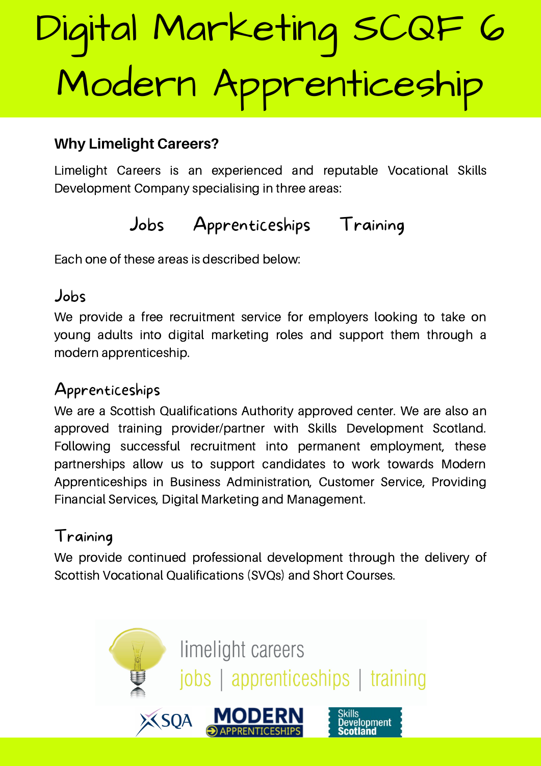# Digital Marketing SCQF 6 Modern Apprenticeship

### Why Limelight Careers?

Limelight Careers is an experienced and reputable Vocational Skills Development Company specialising in three areas:

Jobs Apprenticeships Training

Each one of these areas is described below:

## Jobs

We provide a free recruitment service for employers looking to take on young adults into digital marketing roles and support them through a modern apprenticeship.

## Apprenticeships

We are a Scottish Qualifications Authority approved center. We are also an approved training provider/partner with Skills Development Scotland. Following successful recruitment into permanent employment, these partnerships allow us to support candidates to work towards Modern Apprenticeships in Business Administration, Customer Service, Providing Financial Services, Digital Marketing and Management.

## Training

We provide continued professional development through the delivery of Scottish Vocational Qualifications (SVQs) and Short Courses.

limelight careers
jobs | apprenticeships | training

SQA MODERN APPRENTICESHIPS Skills Development Scotland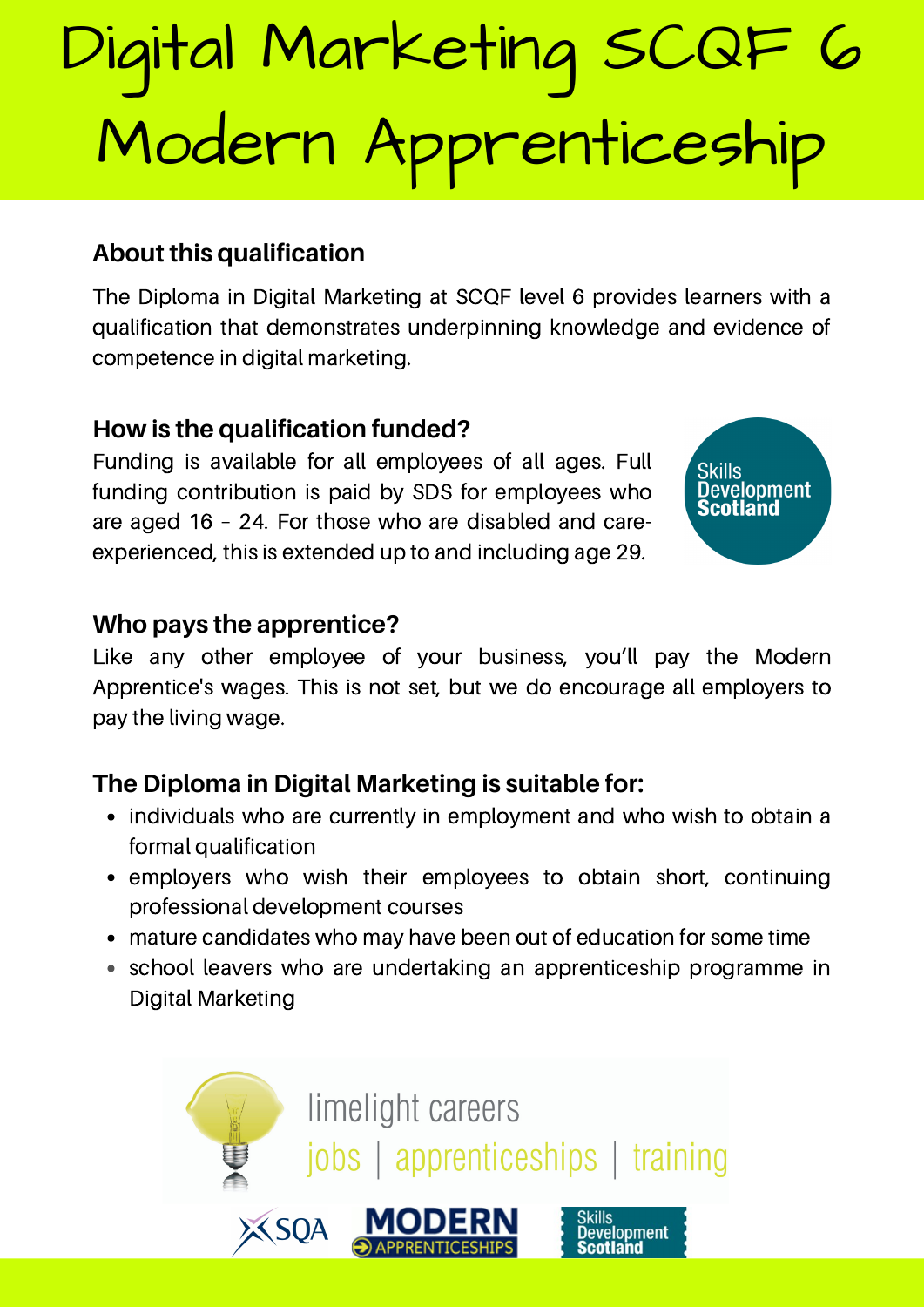# Digital Marketing SCQF 6 Modern Apprenticeship

## About this qualification

The Diploma in Digital Marketing at SCQF level 6 provides learners with a qualification that demonstrates underpinning knowledge and evidence of competence in digital marketing.

## How is the qualification funded?

Funding is available for all employees of all ages. Full funding contribution is paid by SDS for employees who are aged 16 – 24. For those who are disabled and care-experienced, this is extended up to and including age 29.

## Who pays the apprentice?

Like any other employee of your business, you'll pay the Modern Apprentice's wages. This is not set, but we do encourage all employers to pay the living wage.

## The Diploma in Digital Marketing is suitable for:

- individuals who are currently in employment and who wish to obtain a formal qualification
- employers who wish their employees to obtain short, continuing professional development courses
- mature candidates who may have been out of education for some time
- school leavers who are undertaking an apprenticeship programme in Digital Marketing

limelight careers
jobs | apprenticeships | training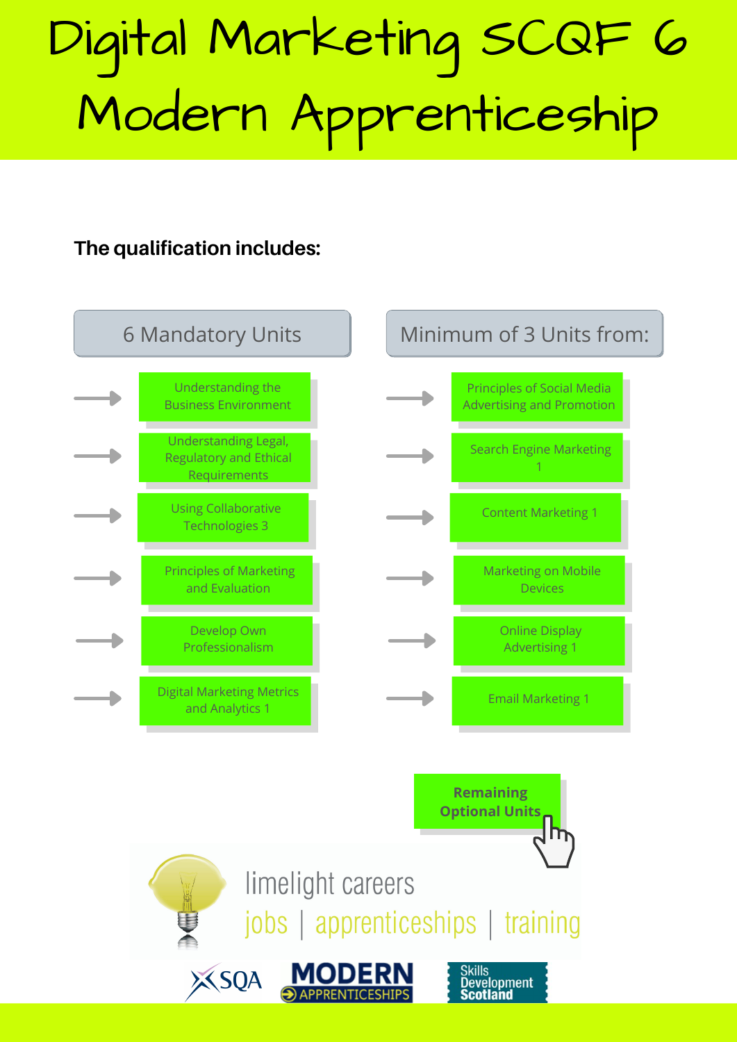# Digital Marketing SCQF 6 Modern Apprenticeship

**The qualification includes:**

## 6 Mandatory Units

- Understanding the Business Environment
- Understanding Legal, Regulatory and Ethical Requirements
- Using Collaborative Technologies 3
- Principles of Marketing and Evaluation
- Develop Own Professionalism
- Digital Marketing Metrics and Analytics 1

## Minimum of 3 Units from:

- Principles of Social Media Advertising and Promotion
- Search Engine Marketing 1
- Content Marketing 1
- Marketing on Mobile Devices
- Online Display Advertising 1
- Email Marketing 1

**Remaining Optional Units**

limelight careers

jobs | apprenticeships | training

SQA | MODERN APPRENTICESHIPS | Skills Development Scotland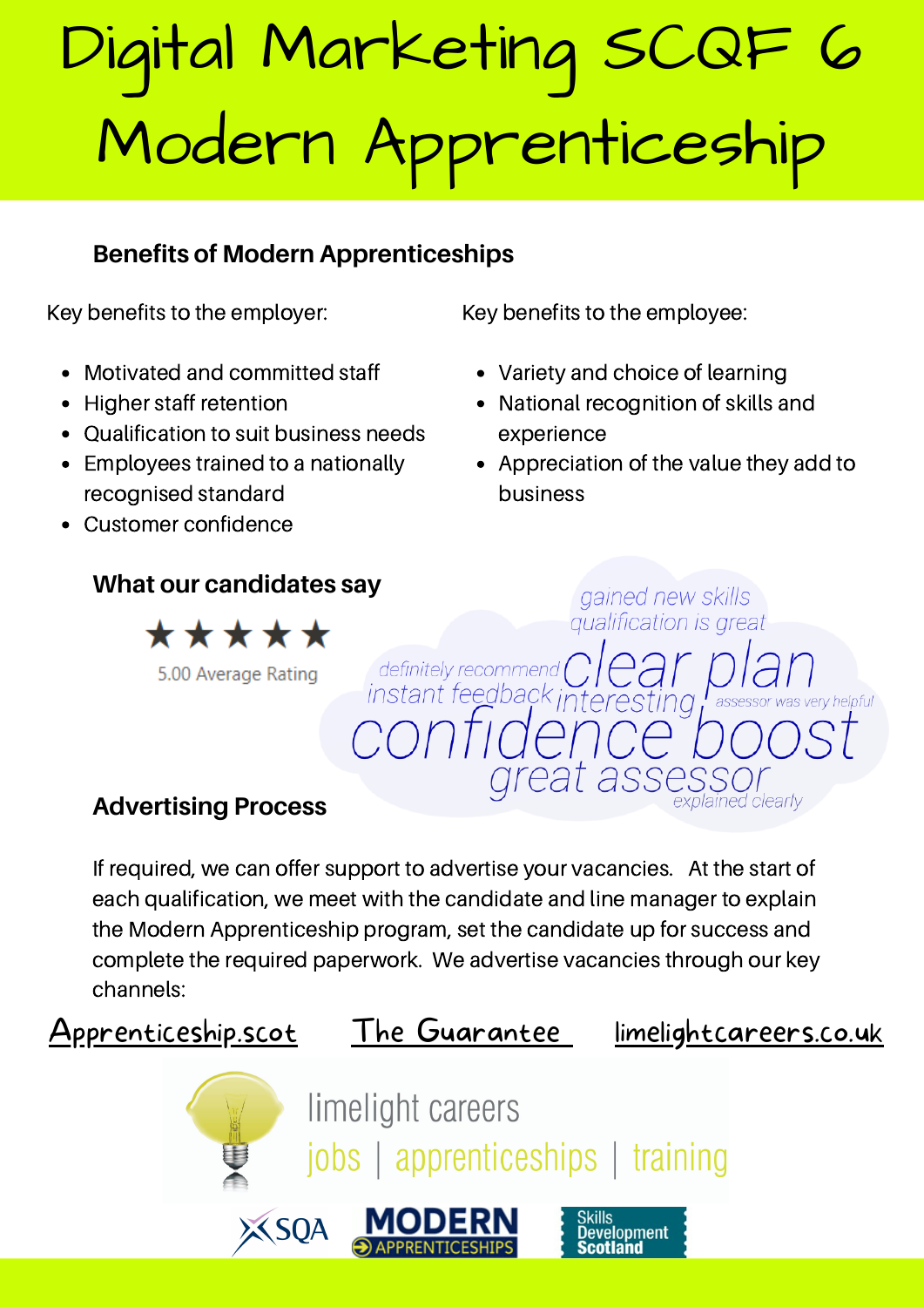# Digital Marketing SCQF 6 Modern Apprenticeship

## Benefits of Modern Apprenticeships

Key benefits to the employer:

- Motivated and committed staff
- Higher staff retention
- Qualification to suit business needs
- Employees trained to a nationally recognised standard
- Customer confidence

Key benefits to the employee:

- Variety and choice of learning
- National recognition of skills and experience
- Appreciation of the value they add to business

## What our candidates say

★★★★★

5.00 Average Rating

gained new skills
qualification is great
definitely recommend
clear plan
instant feedback
interesting
assessor was very helpful
confidence boost
great assessor
explained clearly

## Advertising Process

If required, we can offer support to advertise your vacancies. At the start of each qualification, we meet with the candidate and line manager to explain the Modern Apprenticeship program, set the candidate up for success and complete the required paperwork. We advertise vacancies through our key channels:

Apprenticeship.scot | The Guarantee | limelightcareers.co.uk

limelight careers
jobs | apprenticeships | training

SQA | MODERN APPRENTICESHIPS | Skills Development Scotland